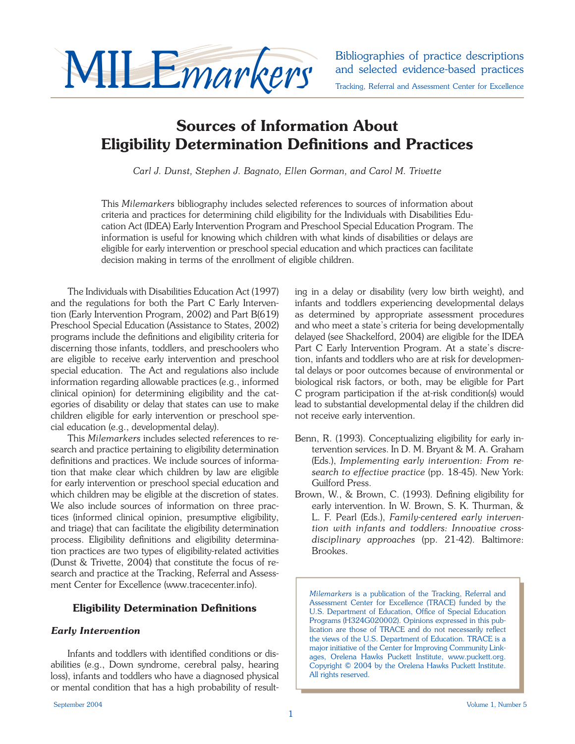# MILEmarkers

Bibliographies of practice descriptions and selected evidence-based practices

Tracking, Referral and Assessment Center for Excellence

# Sources of Information About Eligibility Determination Definitions and Practices

*Carl J. Dunst, Stephen J. Bagnato, Ellen Gorman, and Carol M. Trivette*

This *Milemarkers* bibliography includes selected references to sources of information about criteria and practices for determining child eligibility for the Individuals with Disabilities Education Act (IDEA) Early Intervention Program and Preschool Special Education Program. The information is useful for knowing which children with what kinds of disabilities or delays are eligible for early intervention or preschool special education and which practices can facilitate decision making in terms of the enrollment of eligible children.

The Individuals with Disabilities Education Act (1997) and the regulations for both the Part C Early Intervention (Early Intervention Program, 2002) and Part B(619) Preschool Special Education (Assistance to States, 2002) programs include the definitions and eligibility criteria for discerning those infants, toddlers, and preschoolers who are eligible to receive early intervention and preschool special education. The Act and regulations also include information regarding allowable practices (e.g., informed clinical opinion) for determining eligibility and the categories of disability or delay that states can use to make children eligible for early intervention or preschool special education (e.g., developmental delay).

This *Milemarkers* includes selected references to research and practice pertaining to eligibility determination definitions and practices. We include sources of information that make clear which children by law are eligible for early intervention or preschool special education and which children may be eligible at the discretion of states. We also include sources of information on three practices (informed clinical opinion, presumptive eligibility, and triage) that can facilitate the eligibility determination process. Eligibility definitions and eligibility determination practices are two types of eligibility-related activities (Dunst & Trivette, 2004) that constitute the focus of research and practice at the Tracking, Referral and Assessment Center for Excellence (www.tracecenter.info).

## Eligibility Determination Definitions

### *Early Intervention*

Infants and toddlers with identified conditions or disabilities (e.g., Down syndrome, cerebral palsy, hearing loss), infants and toddlers who have a diagnosed physical or mental condition that has a high probability of resulting in a delay or disability (very low birth weight), and infants and toddlers experiencing developmental delays as determined by appropriate assessment procedures and who meet a state's criteria for being developmentally delayed (see Shackelford, 2004) are eligible for the IDEA Part C Early Intervention Program. At a state's discretion, infants and toddlers who are at risk for developmental delays or poor outcomes because of environmental or biological risk factors, or both, may be eligible for Part C program participation if the at-risk condition(s) would lead to substantial developmental delay if the children did not receive early intervention.

Benn, R. (1993). Conceptualizing eligibility for early intervention services. In D. M. Bryant & M. A. Graham (Eds.), *Implementing early intervention: From research to effective practice* (pp. 18-45). New York: Guilford Press.

Brown, W., & Brown, C. (1993). Defining eligibility for early intervention. In W. Brown, S. K. Thurman, & L. F. Pearl (Eds.), *Family-centered early intervention with infants and toddlers: Innovative cross-disciplinary approaches* (pp. 21-42). Baltimore: Brookes.

*Milemarkers* is a publication of the Tracking, Referral and Assessment Center for Excellence (TRACE) funded by the U.S. Department of Education, Office of Special Education Programs (H324G020002). Opinions expressed in this publication are those of TRACE and do not necessarily reflect the views of the U.S. Department of Education. TRACE is a major initiative of the Center for Improving Community Linkages, Orelena Hawks Puckett Institute, www.puckett.org. Copyright © 2004 by the Orelena Hawks Puckett Institute. All rights reserved.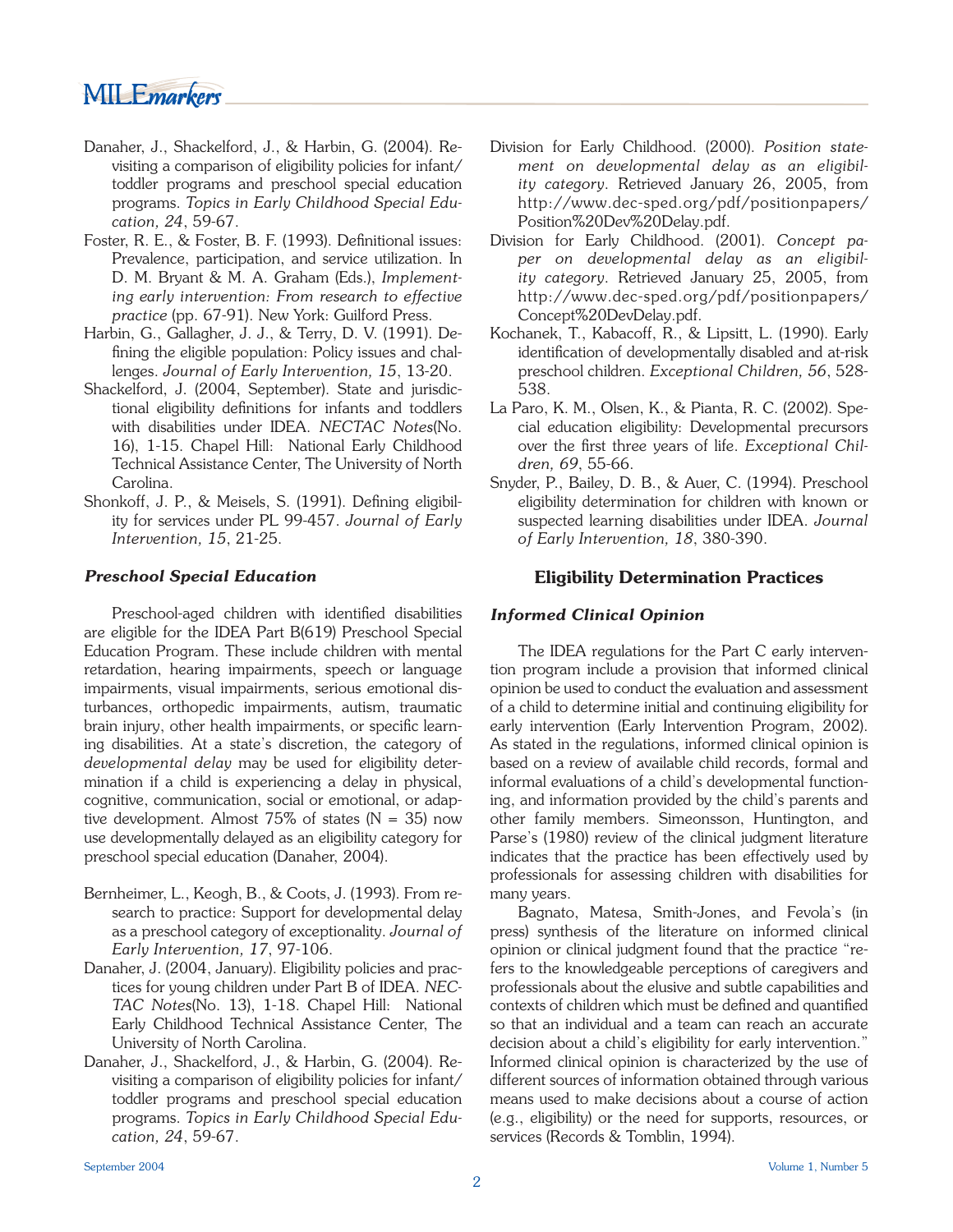Danaher, J., Shackelford, J., & Harbin, G. (2004). Revisiting a comparison of eligibility policies for infant/toddler programs and preschool special education programs. *Topics in Early Childhood Special Education, 24*, 59-67.

Foster, R. E., & Foster, B. F. (1993). Definitional issues: Prevalence, participation, and service utilization. In D. M. Bryant & M. A. Graham (Eds.), *Implementing early intervention: From research to effective practice* (pp. 67-91). New York: Guilford Press.

Harbin, G., Gallagher, J. J., & Terry, D. V. (1991). Defining the eligible population: Policy issues and challenges. *Journal of Early Intervention, 15*, 13-20.

Shackelford, J. (2004, September). State and jurisdictional eligibility definitions for infants and toddlers with disabilities under IDEA. *NECTAC Notes*(No. 16), 1-15. Chapel Hill: National Early Childhood Technical Assistance Center, The University of North Carolina.

Shonkoff, J. P., & Meisels, S. (1991). Defining eligibility for services under PL 99-457. *Journal of Early Intervention, 15*, 21-25.

### *Preschool Special Education*

Preschool-aged children with identified disabilities are eligible for the IDEA Part B(619) Preschool Special Education Program. These include children with mental retardation, hearing impairments, speech or language impairments, visual impairments, serious emotional disturbances, orthopedic impairments, autism, traumatic brain injury, other health impairments, or specific learning disabilities. At a state's discretion, the category of *developmental delay* may be used for eligibility determination if a child is experiencing a delay in physical, cognitive, communication, social or emotional, or adaptive development. Almost 75% of states (N = 35) now use developmentally delayed as an eligibility category for preschool special education (Danaher, 2004).

Bernheimer, L., Keogh, B., & Coots, J. (1993). From research to practice: Support for developmental delay as a preschool category of exceptionality. *Journal of Early Intervention, 17*, 97-106.

Danaher, J. (2004, January). Eligibility policies and practices for young children under Part B of IDEA. *NECTAC Notes*(No. 13), 1-18. Chapel Hill: National Early Childhood Technical Assistance Center, The University of North Carolina.

Danaher, J., Shackelford, J., & Harbin, G. (2004). Revisiting a comparison of eligibility policies for infant/toddler programs and preschool special education programs. *Topics in Early Childhood Special Education, 24*, 59-67.

Division for Early Childhood. (2000). *Position statement on developmental delay as an eligibility category*. Retrieved January 26, 2005, from http://www.dec-sped.org/pdf/positionpapers/Position%20Dev%20Delay.pdf.

Division for Early Childhood. (2001). *Concept paper on developmental delay as an eligibility category*. Retrieved January 25, 2005, from http://www.dec-sped.org/pdf/positionpapers/Concept%20DevDelay.pdf.

Kochanek, T., Kabacoff, R., & Lipsitt, L. (1990). Early identification of developmentally disabled and at-risk preschool children. *Exceptional Children, 56*, 528-538.

La Paro, K. M., Olsen, K., & Pianta, R. C. (2002). Special education eligibility: Developmental precursors over the first three years of life. *Exceptional Children, 69*, 55-66.

Snyder, P., Bailey, D. B., & Auer, C. (1994). Preschool eligibility determination for children with known or suspected learning disabilities under IDEA. *Journal of Early Intervention, 18*, 380-390.

## Eligibility Determination Practices

### *Informed Clinical Opinion*

The IDEA regulations for the Part C early intervention program include a provision that informed clinical opinion be used to conduct the evaluation and assessment of a child to determine initial and continuing eligibility for early intervention (Early Intervention Program, 2002). As stated in the regulations, informed clinical opinion is based on a review of available child records, formal and informal evaluations of a child's developmental functioning, and information provided by the child's parents and other family members. Simeonsson, Huntington, and Parse's (1980) review of the clinical judgment literature indicates that the practice has been effectively used by professionals for assessing children with disabilities for many years.

Bagnato, Matesa, Smith-Jones, and Fevola's (in press) synthesis of the literature on informed clinical opinion or clinical judgment found that the practice "refers to the knowledgeable perceptions of caregivers and professionals about the elusive and subtle capabilities and contexts of children which must be defined and quantified so that an individual and a team can reach an accurate decision about a child's eligibility for early intervention." Informed clinical opinion is characterized by the use of different sources of information obtained through various means used to make decisions about a course of action (e.g., eligibility) or the need for supports, resources, or services (Records & Tomblin, 1994).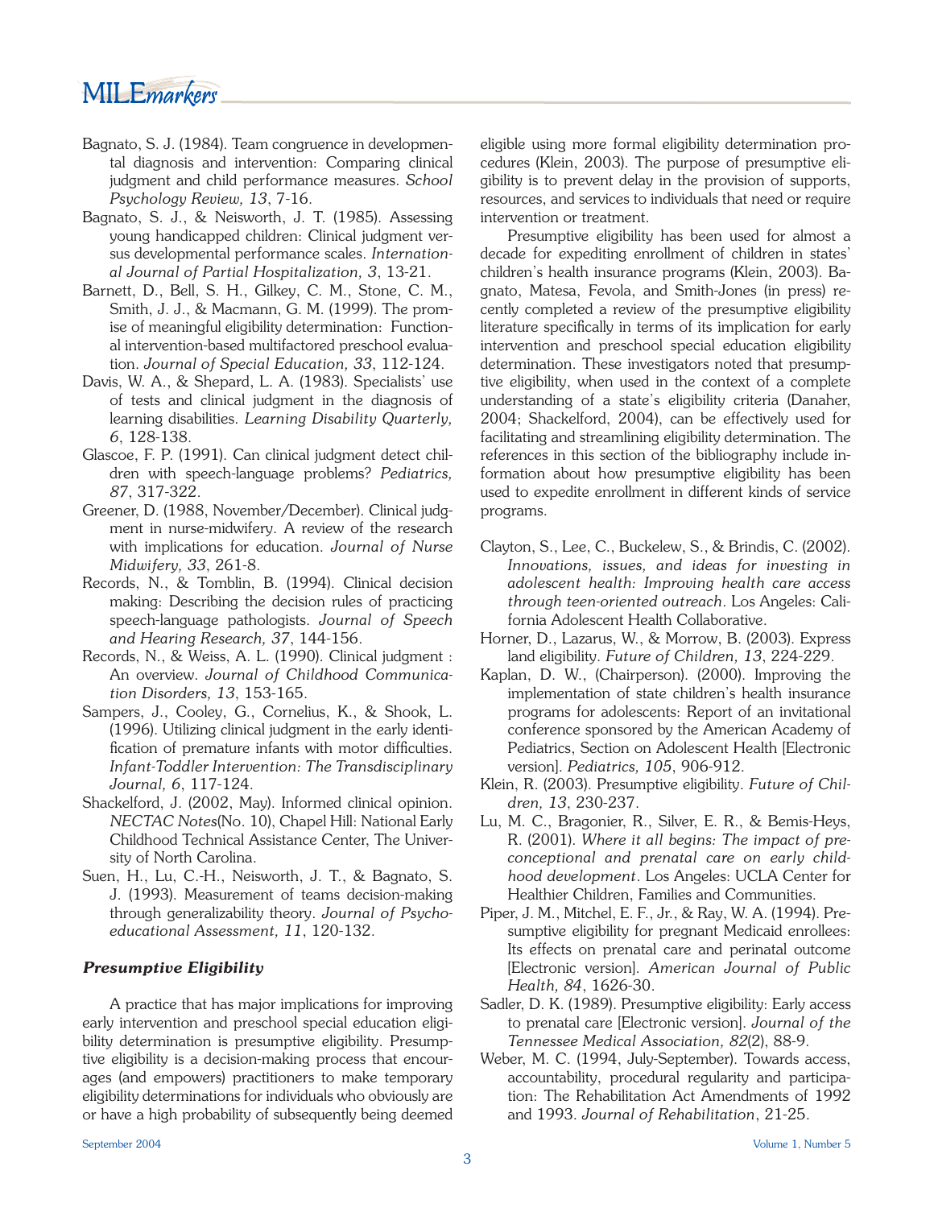Bagnato, S. J. (1984). Team congruence in developmental diagnosis and intervention: Comparing clinical judgment and child performance measures. *School Psychology Review, 13*, 7-16.

Bagnato, S. J., & Neisworth, J. T. (1985). Assessing young handicapped children: Clinical judgment versus developmental performance scales. *International Journal of Partial Hospitalization, 3*, 13-21.

Barnett, D., Bell, S. H., Gilkey, C. M., Stone, C. M., Smith, J. J., & Macmann, G. M. (1999). The promise of meaningful eligibility determination: Functional intervention-based multifactored preschool evaluation. *Journal of Special Education, 33*, 112-124.

Davis, W. A., & Shepard, L. A. (1983). Specialists' use of tests and clinical judgment in the diagnosis of learning disabilities. *Learning Disability Quarterly, 6*, 128-138.

Glascoe, F. P. (1991). Can clinical judgment detect children with speech-language problems? *Pediatrics, 87*, 317-322.

Greener, D. (1988, November/December). Clinical judgment in nurse-midwifery. A review of the research with implications for education. *Journal of Nurse Midwifery, 33*, 261-8.

Records, N., & Tomblin, B. (1994). Clinical decision making: Describing the decision rules of practicing speech-language pathologists. *Journal of Speech and Hearing Research, 37*, 144-156.

Records, N., & Weiss, A. L. (1990). Clinical judgment : An overview. *Journal of Childhood Communication Disorders, 13*, 153-165.

Sampers, J., Cooley, G., Cornelius, K., & Shook, L. (1996). Utilizing clinical judgment in the early identification of premature infants with motor difficulties. *Infant-Toddler Intervention: The Transdisciplinary Journal, 6*, 117-124.

Shackelford, J. (2002, May). Informed clinical opinion. *NECTAC Notes*(No. 10), Chapel Hill: National Early Childhood Technical Assistance Center, The University of North Carolina.

Suen, H., Lu, C.-H., Neisworth, J. T., & Bagnato, S. J. (1993). Measurement of teams decision-making through generalizability theory. *Journal of Psychoeducational Assessment, 11*, 120-132.

### *Presumptive Eligibility*

A practice that has major implications for improving early intervention and preschool special education eligibility determination is presumptive eligibility. Presumptive eligibility is a decision-making process that encourages (and empowers) practitioners to make temporary eligibility determinations for individuals who obviously are or have a high probability of subsequently being deemed eligible using more formal eligibility determination procedures (Klein, 2003). The purpose of presumptive eligibility is to prevent delay in the provision of supports, resources, and services to individuals that need or require intervention or treatment.

Presumptive eligibility has been used for almost a decade for expediting enrollment of children in states' children's health insurance programs (Klein, 2003). Bagnato, Matesa, Fevola, and Smith-Jones (in press) recently completed a review of the presumptive eligibility literature specifically in terms of its implication for early intervention and preschool special education eligibility determination. These investigators noted that presumptive eligibility, when used in the context of a complete understanding of a state's eligibility criteria (Danaher, 2004; Shackelford, 2004), can be effectively used for facilitating and streamlining eligibility determination. The references in this section of the bibliography include information about how presumptive eligibility has been used to expedite enrollment in different kinds of service programs.

Clayton, S., Lee, C., Buckelew, S., & Brindis, C. (2002). *Innovations, issues, and ideas for investing in adolescent health: Improving health care access through teen-oriented outreach*. Los Angeles: California Adolescent Health Collaborative.

Horner, D., Lazarus, W., & Morrow, B. (2003). Express land eligibility. *Future of Children, 13*, 224-229.

Kaplan, D. W., (Chairperson). (2000). Improving the implementation of state children's health insurance programs for adolescents: Report of an invitational conference sponsored by the American Academy of Pediatrics, Section on Adolescent Health [Electronic version]. *Pediatrics, 105*, 906-912.

Klein, R. (2003). Presumptive eligibility. *Future of Children, 13*, 230-237.

Lu, M. C., Bragonier, R., Silver, E. R., & Bemis-Heys, R. (2001). *Where it all begins: The impact of preconceptional and prenatal care on early childhood development*. Los Angeles: UCLA Center for Healthier Children, Families and Communities.

Piper, J. M., Mitchel, E. F., Jr., & Ray, W. A. (1994). Presumptive eligibility for pregnant Medicaid enrollees: Its effects on prenatal care and perinatal outcome [Electronic version]. *American Journal of Public Health, 84*, 1626-30.

Sadler, D. K. (1989). Presumptive eligibility: Early access to prenatal care [Electronic version]. *Journal of the Tennessee Medical Association, 82*(2), 88-9.

Weber, M. C. (1994, July-September). Towards access, accountability, procedural regularity and participation: The Rehabilitation Act Amendments of 1992 and 1993. *Journal of Rehabilitation*, 21-25.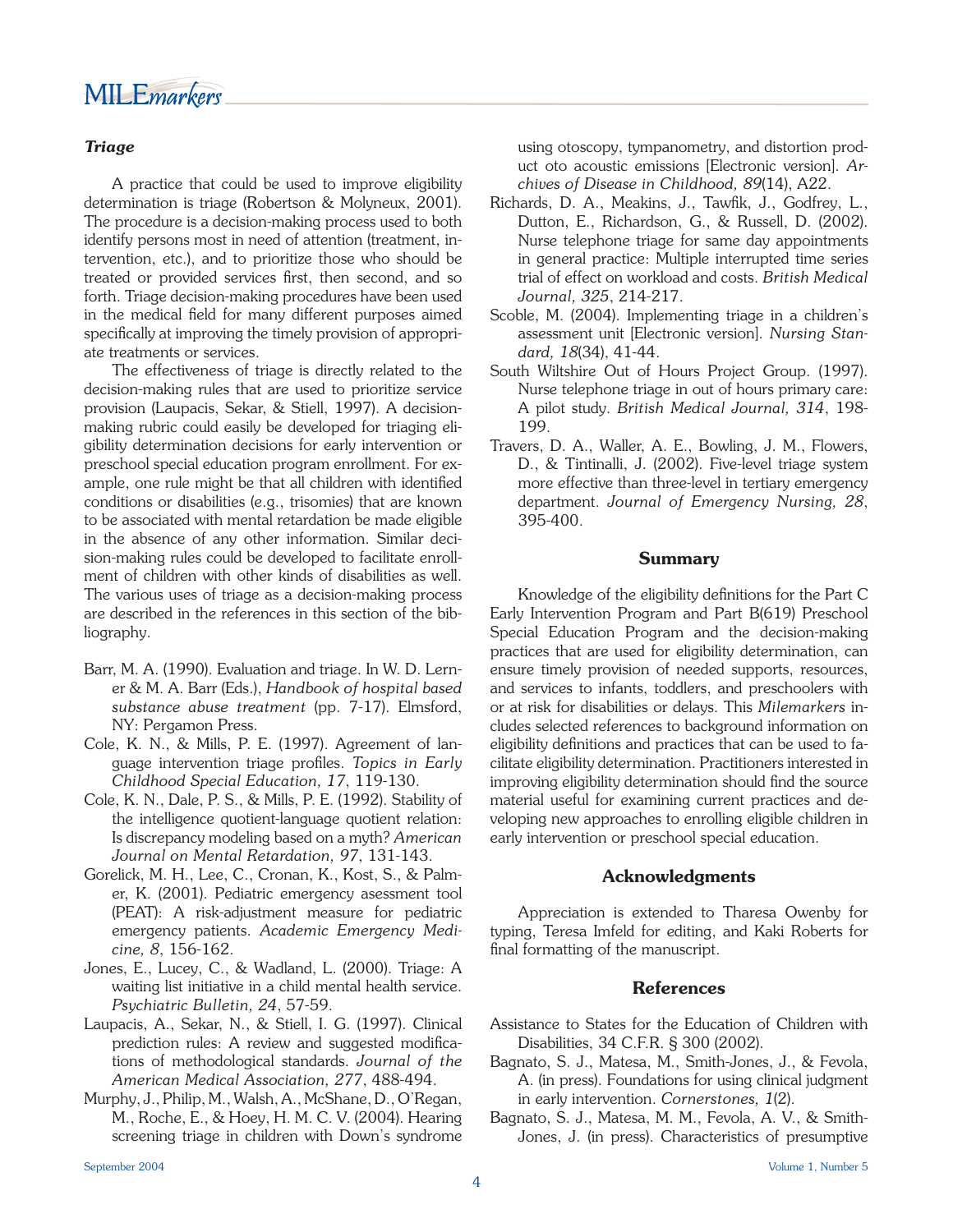### *Triage*

A practice that could be used to improve eligibility determination is triage (Robertson & Molyneux, 2001). The procedure is a decision-making process used to both identify persons most in need of attention (treatment, intervention, etc.), and to prioritize those who should be treated or provided services first, then second, and so forth. Triage decision-making procedures have been used in the medical field for many different purposes aimed specifically at improving the timely provision of appropriate treatments or services.

The effectiveness of triage is directly related to the decision-making rules that are used to prioritize service provision (Laupacis, Sekar, & Stiell, 1997). A decision-making rubric could easily be developed for triaging eligibility determination decisions for early intervention or preschool special education program enrollment. For example, one rule might be that all children with identified conditions or disabilities (e.g., trisomies) that are known to be associated with mental retardation be made eligible in the absence of any other information. Similar decision-making rules could be developed to facilitate enrollment of children with other kinds of disabilities as well. The various uses of triage as a decision-making process are described in the references in this section of the bibliography.

Barr, M. A. (1990). Evaluation and triage. In W. D. Lerner & M. A. Barr (Eds.), *Handbook of hospital based substance abuse treatment* (pp. 7-17). Elmsford, NY: Pergamon Press.

Cole, K. N., & Mills, P. E. (1997). Agreement of language intervention triage profiles. *Topics in Early Childhood Special Education, 17*, 119-130.

Cole, K. N., Dale, P. S., & Mills, P. E. (1992). Stability of the intelligence quotient-language quotient relation: Is discrepancy modeling based on a myth? *American Journal on Mental Retardation, 97*, 131-143.

Gorelick, M. H., Lee, C., Cronan, K., Kost, S., & Palmer, K. (2001). Pediatric emergency asessment tool (PEAT): A risk-adjustment measure for pediatric emergency patients. *Academic Emergency Medicine, 8*, 156-162.

Jones, E., Lucey, C., & Wadland, L. (2000). Triage: A waiting list initiative in a child mental health service. *Psychiatric Bulletin, 24*, 57-59.

Laupacis, A., Sekar, N., & Stiell, I. G. (1997). Clinical prediction rules: A review and suggested modifications of methodological standards. *Journal of the American Medical Association, 277*, 488-494.

Murphy, J., Philip, M., Walsh, A., McShane, D., O'Regan, M., Roche, E., & Hoey, H. M. C. V. (2004). Hearing screening triage in children with Down's syndrome using otoscopy, tympanometry, and distortion product oto acoustic emissions [Electronic version]. *Archives of Disease in Childhood, 89*(14), A22.

Richards, D. A., Meakins, J., Tawfik, J., Godfrey, L., Dutton, E., Richardson, G., & Russell, D. (2002). Nurse telephone triage for same day appointments in general practice: Multiple interrupted time series trial of effect on workload and costs. *British Medical Journal, 325*, 214-217.

Scoble, M. (2004). Implementing triage in a children's assessment unit [Electronic version]. *Nursing Standard, 18*(34), 41-44.

South Wiltshire Out of Hours Project Group. (1997). Nurse telephone triage in out of hours primary care: A pilot study. *British Medical Journal, 314*, 198-199.

Travers, D. A., Waller, A. E., Bowling, J. M., Flowers, D., & Tintinalli, J. (2002). Five-level triage system more effective than three-level in tertiary emergency department. *Journal of Emergency Nursing, 28*, 395-400.

## Summary

Knowledge of the eligibility definitions for the Part C Early Intervention Program and Part B(619) Preschool Special Education Program and the decision-making practices that are used for eligibility determination, can ensure timely provision of needed supports, resources, and services to infants, toddlers, and preschoolers with or at risk for disabilities or delays. This *Milemarkers* includes selected references to background information on eligibility definitions and practices that can be used to facilitate eligibility determination. Practitioners interested in improving eligibility determination should find the source material useful for examining current practices and developing new approaches to enrolling eligible children in early intervention or preschool special education.

## Acknowledgments

Appreciation is extended to Tharesa Owenby for typing, Teresa Imfeld for editing, and Kaki Roberts for final formatting of the manuscript.

## References

Assistance to States for the Education of Children with Disabilities, 34 C.F.R. § 300 (2002).

Bagnato, S. J., Matesa, M., Smith-Jones, J., & Fevola, A. (in press). Foundations for using clinical judgment in early intervention. *Cornerstones, 1*(2).

Bagnato, S. J., Matesa, M. M., Fevola, A. V., & Smith-Jones, J. (in press). Characteristics of presumptive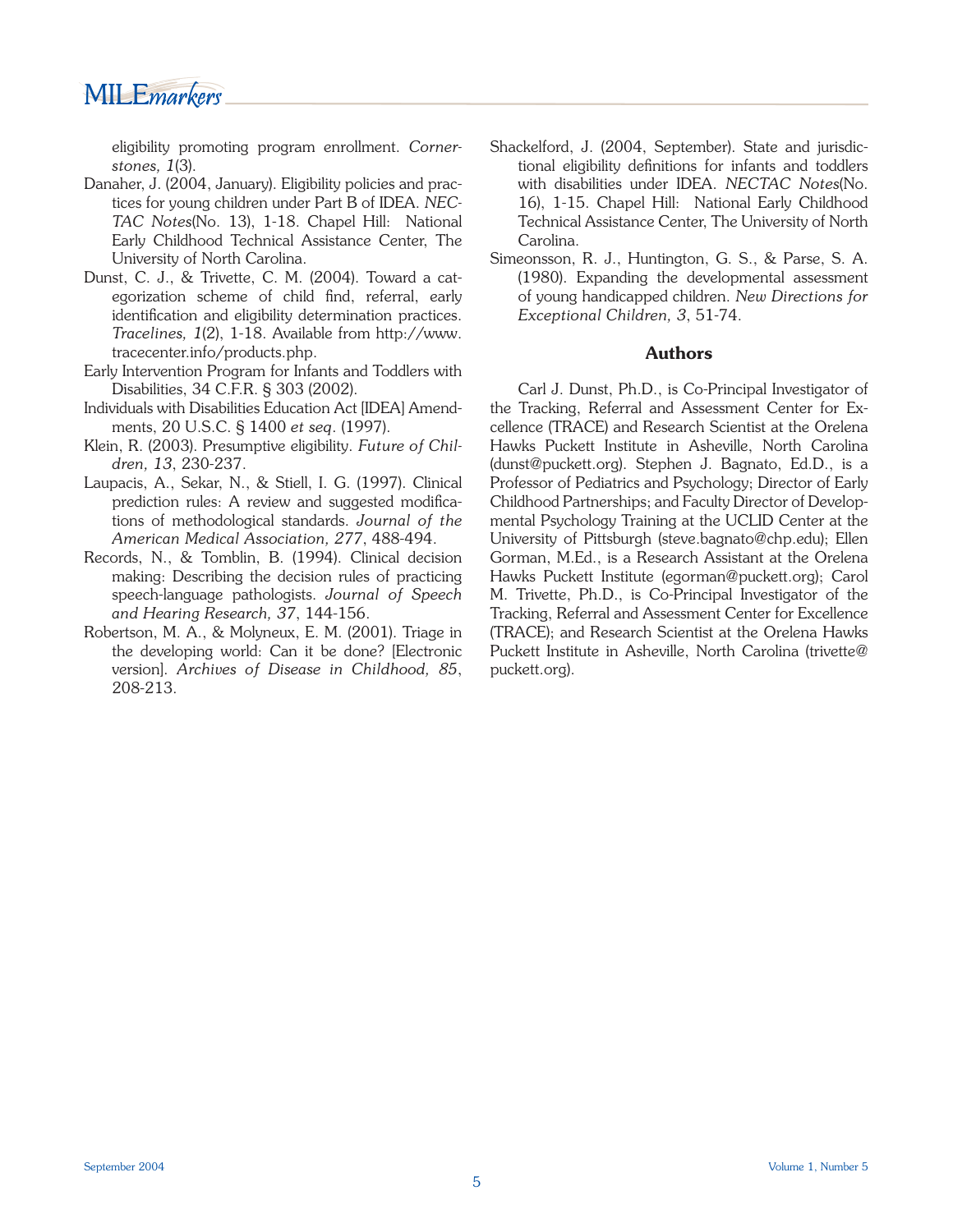eligibility promoting program enrollment. *Cornerstones, 1*(3).

Danaher, J. (2004, January). Eligibility policies and practices for young children under Part B of IDEA. *NECTAC Notes*(No. 13), 1-18. Chapel Hill: National Early Childhood Technical Assistance Center, The University of North Carolina.

Dunst, C. J., & Trivette, C. M. (2004). Toward a categorization scheme of child find, referral, early identification and eligibility determination practices. *Tracelines, 1*(2), 1-18. Available from http://www.tracecenter.info/products.php.

Early Intervention Program for Infants and Toddlers with Disabilities, 34 C.F.R. § 303 (2002).

Individuals with Disabilities Education Act [IDEA] Amendments, 20 U.S.C. § 1400 *et seq.* (1997).

Klein, R. (2003). Presumptive eligibility. *Future of Children, 13*, 230-237.

Laupacis, A., Sekar, N., & Stiell, I. G. (1997). Clinical prediction rules: A review and suggested modifications of methodological standards. *Journal of the American Medical Association, 277*, 488-494.

Records, N., & Tomblin, B. (1994). Clinical decision making: Describing the decision rules of practicing speech-language pathologists. *Journal of Speech and Hearing Research, 37*, 144-156.

Robertson, M. A., & Molyneux, E. M. (2001). Triage in the developing world: Can it be done? [Electronic version]. *Archives of Disease in Childhood, 85*, 208-213.

Shackelford, J. (2004, September). State and jurisdictional eligibility definitions for infants and toddlers with disabilities under IDEA. *NECTAC Notes*(No. 16), 1-15. Chapel Hill: National Early Childhood Technical Assistance Center, The University of North Carolina.

Simeonsson, R. J., Huntington, G. S., & Parse, S. A. (1980). Expanding the developmental assessment of young handicapped children. *New Directions for Exceptional Children, 3*, 51-74.

## Authors

Carl J. Dunst, Ph.D., is Co-Principal Investigator of the Tracking, Referral and Assessment Center for Excellence (TRACE) and Research Scientist at the Orelena Hawks Puckett Institute in Asheville, North Carolina (dunst@puckett.org). Stephen J. Bagnato, Ed.D., is a Professor of Pediatrics and Psychology; Director of Early Childhood Partnerships; and Faculty Director of Developmental Psychology Training at the UCLID Center at the University of Pittsburgh (steve.bagnato@chp.edu); Ellen Gorman, M.Ed., is a Research Assistant at the Orelena Hawks Puckett Institute (egorman@puckett.org); Carol M. Trivette, Ph.D., is Co-Principal Investigator of the Tracking, Referral and Assessment Center for Excellence (TRACE); and Research Scientist at the Orelena Hawks Puckett Institute in Asheville, North Carolina (trivette@puckett.org).